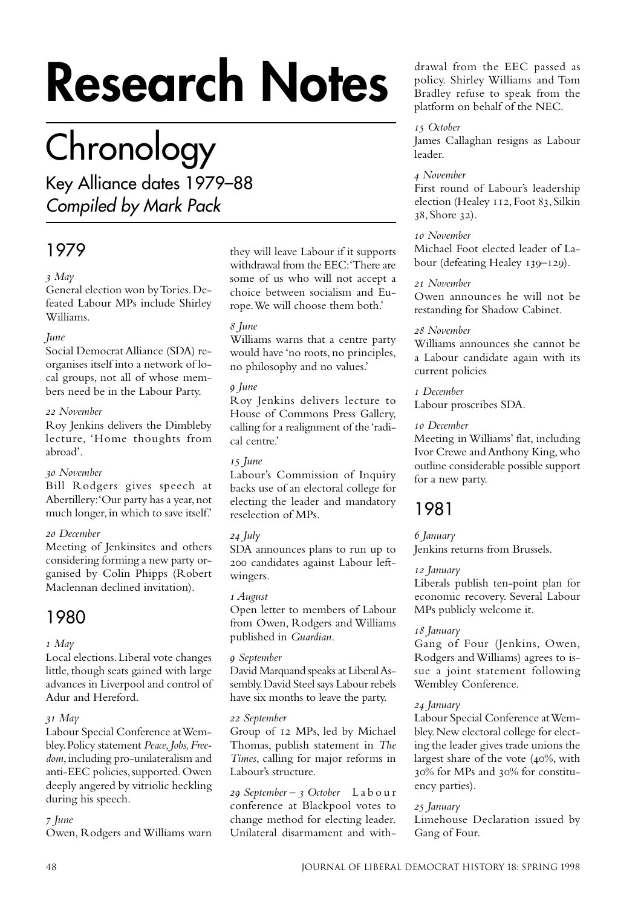# Research Notes

## Chronology

Key Alliance dates 1979–88

*Compiled by Mark Pack*

### 1979

*3 May*
General election won by Tories. Defeated Labour MPs include Shirley Williams.

*June*
Social Democrat Alliance (SDA) reorganises itself into a network of local groups, not all of whose members need be in the Labour Party.

*22 November*
Roy Jenkins delivers the Dimbleby lecture, 'Home thoughts from abroad'.

*30 November*
Bill Rodgers gives speech at Abertillery: 'Our party has a year, not much longer, in which to save itself.'

*20 December*
Meeting of Jenkinsites and others considering forming a new party organised by Colin Phipps (Robert Maclennan declined invitation).

### 1980

*1 May*
Local elections. Liberal vote changes little, though seats gained with large advances in Liverpool and control of Adur and Hereford.

*31 May*
Labour Special Conference at Wembley. Policy statement *Peace, Jobs, Freedom*, including pro-unilateralism and anti-EEC policies, supported. Owen deeply angered by vitriolic heckling during his speech.

*7 June*
Owen, Rodgers and Williams warn they will leave Labour if it supports withdrawal from the EEC: 'There are some of us who will not accept a choice between socialism and Europe. We will choose them both.'

*8 June*
Williams warns that a centre party would have 'no roots, no principles, no philosophy and no values.'

*9 June*
Roy Jenkins delivers lecture to House of Commons Press Gallery, calling for a realignment of the 'radical centre.'

*15 June*
Labour's Commission of Inquiry backs use of an electoral college for electing the leader and mandatory reselection of MPs.

*24 July*
SDA announces plans to run up to 200 candidates against Labour left-wingers.

*1 August*
Open letter to members of Labour from Owen, Rodgers and Williams published in *Guardian*.

*9 September*
David Marquand speaks at Liberal Assembly. David Steel says Labour rebels have six months to leave the party.

*22 September*
Group of 12 MPs, led by Michael Thomas, publish statement in *The Times*, calling for major reforms in Labour's structure.

*29 September – 3 October* Labour conference at Blackpool votes to change method for electing leader. Unilateral disarmament and withdrawal from the EEC passed as policy. Shirley Williams and Tom Bradley refuse to speak from the platform on behalf of the NEC.

*15 October*
James Callaghan resigns as Labour leader.

*4 November*
First round of Labour's leadership election (Healey 112, Foot 83, Silkin 38, Shore 32).

*10 November*
Michael Foot elected leader of Labour (defeating Healey 139–129).

*21 November*
Owen announces he will not be restanding for Shadow Cabinet.

*28 November*
Williams announces she cannot be a Labour candidate again with its current policies

*1 December*
Labour proscribes SDA.

*10 December*
Meeting in Williams' flat, including Ivor Crewe and Anthony King, who outline considerable possible support for a new party.

### 1981

*6 January*
Jenkins returns from Brussels.

*12 January*
Liberals publish ten-point plan for economic recovery. Several Labour MPs publicly welcome it.

*18 January*
Gang of Four (Jenkins, Owen, Rodgers and Williams) agrees to issue a joint statement following Wembley Conference.

*24 January*
Labour Special Conference at Wembley. New electoral college for electing the leader gives trade unions the largest share of the vote (40%, with 30% for MPs and 30% for constituency parties).

*25 January*
Limehouse Declaration issued by Gang of Four.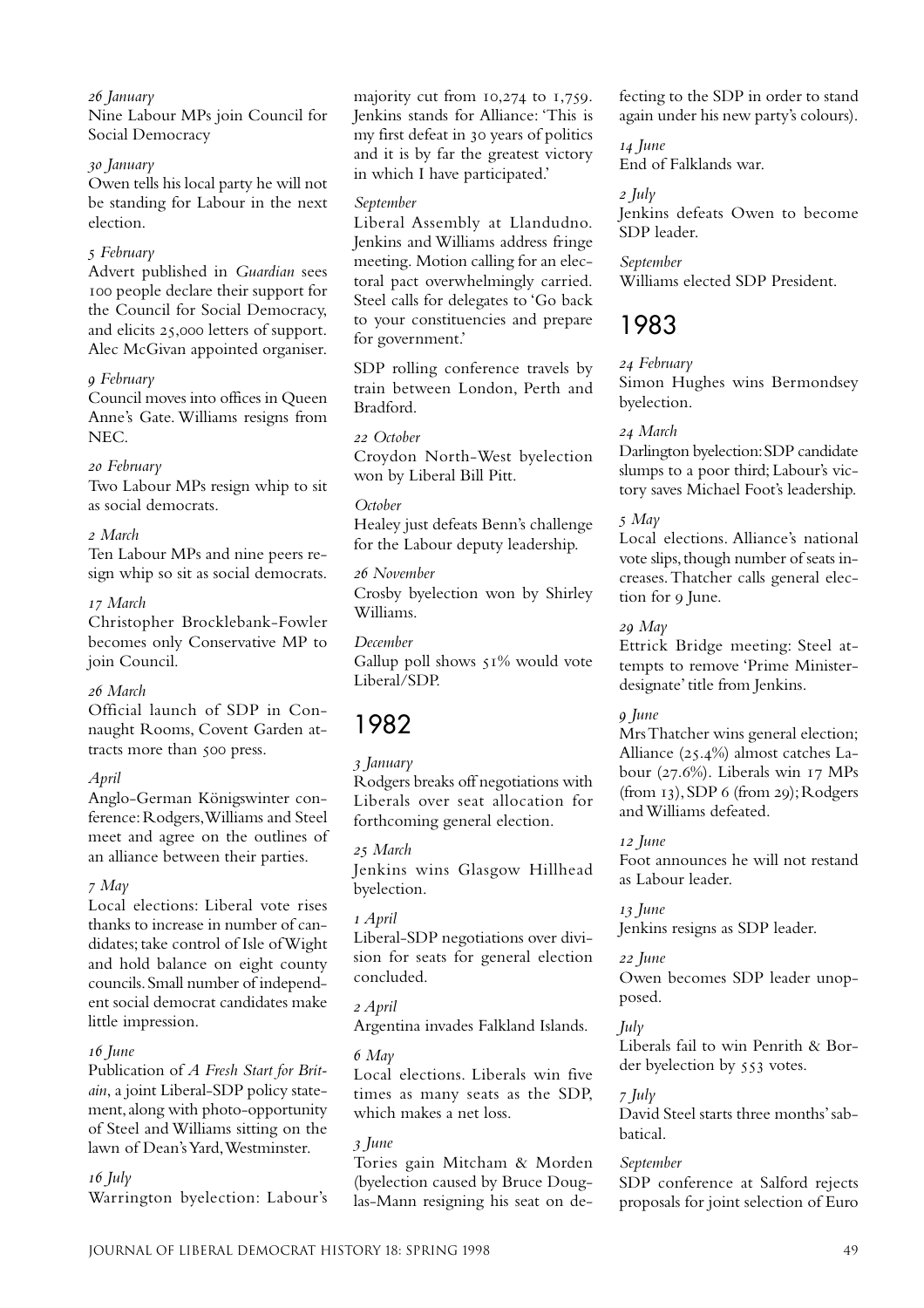*26 January*
Nine Labour MPs join Council for Social Democracy

*30 January*
Owen tells his local party he will not be standing for Labour in the next election.

*5 February*
Advert published in *Guardian* sees 100 people declare their support for the Council for Social Democracy, and elicits 25,000 letters of support. Alec McGivan appointed organiser.

*9 February*
Council moves into offices in Queen Anne's Gate. Williams resigns from NEC.

*20 February*
Two Labour MPs resign whip to sit as social democrats.

*2 March*
Ten Labour MPs and nine peers resign whip so sit as social democrats.

*17 March*
Christopher Brocklebank-Fowler becomes only Conservative MP to join Council.

*26 March*
Official launch of SDP in Connaught Rooms, Covent Garden attracts more than 500 press.

*April*
Anglo-German Königswinter conference: Rodgers, Williams and Steel meet and agree on the outlines of an alliance between their parties.

*7 May*
Local elections: Liberal vote rises thanks to increase in number of candidates; take control of Isle of Wight and hold balance on eight county councils. Small number of independent social democrat candidates make little impression.

*16 June*
Publication of *A Fresh Start for Britain*, a joint Liberal-SDP policy statement, along with photo-opportunity of Steel and Williams sitting on the lawn of Dean's Yard, Westminster.

*16 July*
Warrington byelection: Labour's majority cut from 10,274 to 1,759. Jenkins stands for Alliance: 'This is my first defeat in 30 years of politics and it is by far the greatest victory in which I have participated.'

*September*
Liberal Assembly at Llandudno. Jenkins and Williams address fringe meeting. Motion calling for an electoral pact overwhelmingly carried. Steel calls for delegates to 'Go back to your constituencies and prepare for government.'

SDP rolling conference travels by train between London, Perth and Bradford.

*22 October*
Croydon North-West byelection won by Liberal Bill Pitt.

*October*
Healey just defeats Benn's challenge for the Labour deputy leadership.

*26 November*
Crosby byelection won by Shirley Williams.

*December*
Gallup poll shows 51% would vote Liberal/SDP.

## 1982

*3 January*
Rodgers breaks off negotiations with Liberals over seat allocation for forthcoming general election.

*25 March*
Jenkins wins Glasgow Hillhead byelection.

*1 April*
Liberal-SDP negotiations over division for seats for general election concluded.

*2 April*
Argentina invades Falkland Islands.

*6 May*
Local elections. Liberals win five times as many seats as the SDP, which makes a net loss.

*3 June*
Tories gain Mitcham & Morden (byelection caused by Bruce Douglas-Mann resigning his seat on defecting to the SDP in order to stand again under his new party's colours).

*14 June*
End of Falklands war.

*2 July*
Jenkins defeats Owen to become SDP leader.

*September*
Williams elected SDP President.

## 1983

*24 February*
Simon Hughes wins Bermondsey byelection.

*24 March*
Darlington byelection: SDP candidate slumps to a poor third; Labour's victory saves Michael Foot's leadership.

*5 May*
Local elections. Alliance's national vote slips, though number of seats increases. Thatcher calls general election for 9 June.

*29 May*
Ettrick Bridge meeting: Steel attempts to remove 'Prime Minister-designate' title from Jenkins.

*9 June*
Mrs Thatcher wins general election; Alliance (25.4%) almost catches Labour (27.6%). Liberals win 17 MPs (from 13), SDP 6 (from 29); Rodgers and Williams defeated.

*12 June*
Foot announces he will not restand as Labour leader.

*13 June*
Jenkins resigns as SDP leader.

*22 June*
Owen becomes SDP leader unopposed.

*July*
Liberals fail to win Penrith & Border byelection by 553 votes.

*7 July*
David Steel starts three months' sabbatical.

*September*
SDP conference at Salford rejects proposals for joint selection of Euro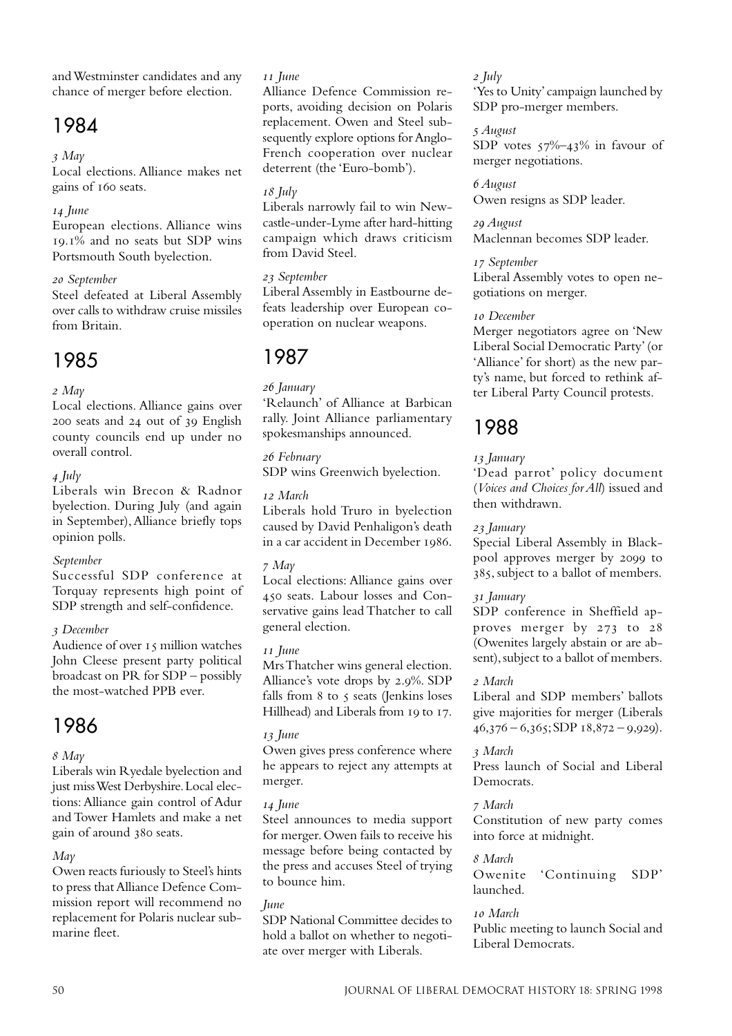and Westminster candidates and any chance of merger before election.

## 1984

*3 May*
Local elections. Alliance makes net gains of 160 seats.

*14 June*
European elections. Alliance wins 19.1% and no seats but SDP wins Portsmouth South byelection.

*20 September*
Steel defeated at Liberal Assembly over calls to withdraw cruise missiles from Britain.

## 1985

*2 May*
Local elections. Alliance gains over 200 seats and 24 out of 39 English county councils end up under no overall control.

*4 July*
Liberals win Brecon & Radnor byelection. During July (and again in September), Alliance briefly tops opinion polls.

*September*
Successful SDP conference at Torquay represents high point of SDP strength and self-confidence.

*3 December*
Audience of over 15 million watches John Cleese present party political broadcast on PR for SDP – possibly the most-watched PPB ever.

## 1986

*8 May*
Liberals win Ryedale byelection and just miss West Derbyshire. Local elections: Alliance gain control of Adur and Tower Hamlets and make a net gain of around 380 seats.

*May*
Owen reacts furiously to Steel's hints to press that Alliance Defence Commission report will recommend no replacement for Polaris nuclear submarine fleet.

*11 June*
Alliance Defence Commission reports, avoiding decision on Polaris replacement. Owen and Steel subsequently explore options for Anglo-French cooperation over nuclear deterrent (the 'Euro-bomb').

*18 July*
Liberals narrowly fail to win Newcastle-under-Lyme after hard-hitting campaign which draws criticism from David Steel.

*23 September*
Liberal Assembly in Eastbourne defeats leadership over European cooperation on nuclear weapons.

## 1987

*26 January*
'Relaunch' of Alliance at Barbican rally. Joint Alliance parliamentary spokesmanships announced.

*26 February*
SDP wins Greenwich byelection.

*12 March*
Liberals hold Truro in byelection caused by David Penhaligon's death in a car accident in December 1986.

*7 May*
Local elections: Alliance gains over 450 seats. Labour losses and Conservative gains lead Thatcher to call general election.

*11 June*
Mrs Thatcher wins general election. Alliance's vote drops by 2.9%. SDP falls from 8 to 5 seats (Jenkins loses Hillhead) and Liberals from 19 to 17.

*13 June*
Owen gives press conference where he appears to reject any attempts at merger.

*14 June*
Steel announces to media support for merger. Owen fails to receive his message before being contacted by the press and accuses Steel of trying to bounce him.

*June*
SDP National Committee decides to hold a ballot on whether to negotiate over merger with Liberals.

*2 July*
'Yes to Unity' campaign launched by SDP pro-merger members.

*5 August*
SDP votes 57%–43% in favour of merger negotiations.

*6 August*
Owen resigns as SDP leader.

*29 August*
Maclennan becomes SDP leader.

*17 September*
Liberal Assembly votes to open negotiations on merger.

*10 December*
Merger negotiators agree on 'New Liberal Social Democratic Party' (or 'Alliance' for short) as the new party's name, but forced to rethink after Liberal Party Council protests.

## 1988

*13 January*
'Dead parrot' policy document (*Voices and Choices for All*) issued and then withdrawn.

*23 January*
Special Liberal Assembly in Blackpool approves merger by 2099 to 385, subject to a ballot of members.

*31 January*
SDP conference in Sheffield approves merger by 273 to 28 (Owenites largely abstain or are absent), subject to a ballot of members.

*2 March*
Liberal and SDP members' ballots give majorities for merger (Liberals 46,376 – 6,365; SDP 18,872 – 9,929).

*3 March*
Press launch of Social and Liberal Democrats.

*7 March*
Constitution of new party comes into force at midnight.

*8 March*
Owenite 'Continuing SDP' launched.

*10 March*
Public meeting to launch Social and Liberal Democrats.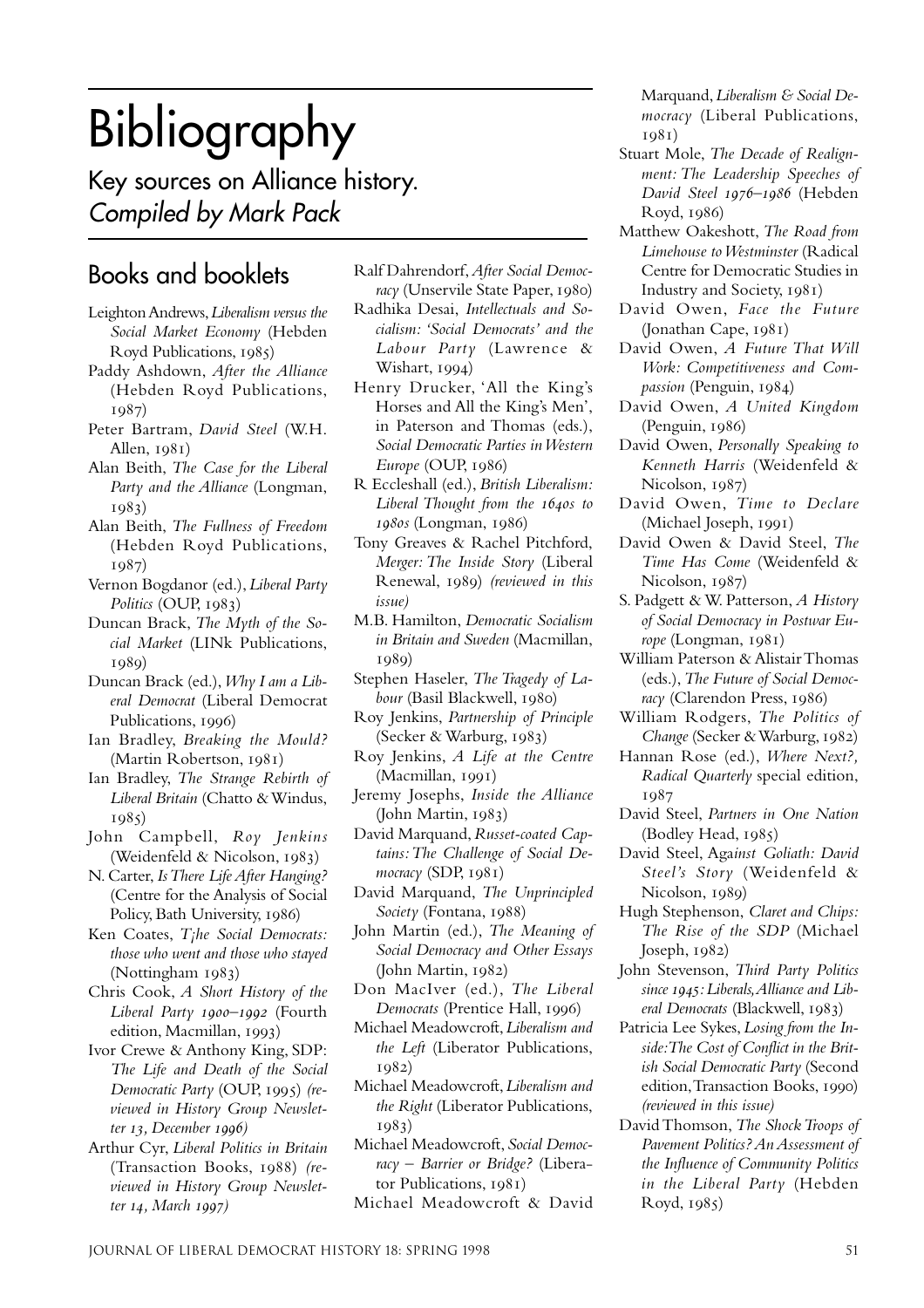# Bibliography

## Key sources on Alliance history. *Compiled by Mark Pack*

### Books and booklets

- Leighton Andrews, *Liberalism versus the Social Market Economy* (Hebden Royd Publications, 1985)
- Paddy Ashdown, *After the Alliance* (Hebden Royd Publications, 1987)
- Peter Bartram, *David Steel* (W.H. Allen, 1981)
- Alan Beith, *The Case for the Liberal Party and the Alliance* (Longman, 1983)
- Alan Beith, *The Fullness of Freedom* (Hebden Royd Publications, 1987)
- Vernon Bogdanor (ed.), *Liberal Party Politics* (OUP, 1983)
- Duncan Brack, *The Myth of the Social Market* (LINk Publications, 1989)
- Duncan Brack (ed.), *Why I am a Liberal Democrat* (Liberal Democrat Publications, 1996)
- Ian Bradley, *Breaking the Mould?* (Martin Robertson, 1981)
- Ian Bradley, *The Strange Rebirth of Liberal Britain* (Chatto & Windus, 1985)
- John Campbell, *Roy Jenkins* (Weidenfeld & Nicolson, 1983)
- N. Carter, *Is There Life After Hanging?* (Centre for the Analysis of Social Policy, Bath University, 1986)
- Ken Coates, *T¡he Social Democrats: those who went and those who stayed* (Nottingham 1983)
- Chris Cook, *A Short History of the Liberal Party 1900–1992* (Fourth edition, Macmillan, 1993)
- Ivor Crewe & Anthony King, SDP: *The Life and Death of the Social Democratic Party* (OUP, 1995) *(reviewed in History Group Newsletter 13, December 1996)*
- Arthur Cyr, *Liberal Politics in Britain* (Transaction Books, 1988) *(reviewed in History Group Newsletter 14, March 1997)*
- Ralf Dahrendorf, *After Social Democracy* (Unservile State Paper, 1980)
- Radhika Desai, *Intellectuals and Socialism: 'Social Democrats' and the Labour Party* (Lawrence & Wishart, 1994)
- Henry Drucker, 'All the King's Horses and All the King's Men', in Paterson and Thomas (eds.), *Social Democratic Parties in Western Europe* (OUP, 1986)
- R Eccleshall (ed.), *British Liberalism: Liberal Thought from the 1640s to 1980s* (Longman, 1986)
- Tony Greaves & Rachel Pitchford, *Merger: The Inside Story* (Liberal Renewal, 1989) *(reviewed in this issue)*
- M.B. Hamilton, *Democratic Socialism in Britain and Sweden* (Macmillan, 1989)
- Stephen Haseler, *The Tragedy of Labour* (Basil Blackwell, 1980)
- Roy Jenkins, *Partnership of Principle* (Secker & Warburg, 1983)
- Roy Jenkins, *A Life at the Centre* (Macmillan, 1991)
- Jeremy Josephs, *Inside the Alliance* (John Martin, 1983)
- David Marquand, *Russet-coated Captains: The Challenge of Social Democracy* (SDP, 1981)
- David Marquand, *The Unprincipled Society* (Fontana, 1988)
- John Martin (ed.), *The Meaning of Social Democracy and Other Essays* (John Martin, 1982)
- Don MacIver (ed.), *The Liberal Democrats* (Prentice Hall, 1996)
- Michael Meadowcroft, *Liberalism and the Left* (Liberator Publications, 1982)
- Michael Meadowcroft, *Liberalism and the Right* (Liberator Publications, 1983)
- Michael Meadowcroft, *Social Democracy – Barrier or Bridge?* (Liberator Publications, 1981)
- Michael Meadowcroft & David Marquand, *Liberalism & Social Democracy* (Liberal Publications, 1981)
- Stuart Mole, *The Decade of Realignment: The Leadership Speeches of David Steel 1976–1986* (Hebden Royd, 1986)
- Matthew Oakeshott, *The Road from Limehouse to Westminster* (Radical Centre for Democratic Studies in Industry and Society, 1981)
- David Owen, *Face the Future* (Jonathan Cape, 1981)
- David Owen, *A Future That Will Work: Competitiveness and Compassion* (Penguin, 1984)
- David Owen, *A United Kingdom* (Penguin, 1986)
- David Owen, *Personally Speaking to Kenneth Harris* (Weidenfeld & Nicolson, 1987)
- David Owen, *Time to Declare* (Michael Joseph, 1991)
- David Owen & David Steel, *The Time Has Come* (Weidenfeld & Nicolson, 1987)
- S. Padgett & W. Patterson, *A History of Social Democracy in Postwar Europe* (Longman, 1981)
- William Paterson & Alistair Thomas (eds.), *The Future of Social Democracy* (Clarendon Press, 1986)
- William Rodgers, *The Politics of Change* (Secker & Warburg, 1982)
- Hannan Rose (ed.), *Where Next?, Radical Quarterly* special edition, 1987
- David Steel, *Partners in One Nation* (Bodley Head, 1985)
- David Steel, *Against Goliath: David Steel's Story* (Weidenfeld & Nicolson, 1989)
- Hugh Stephenson, *Claret and Chips: The Rise of the SDP* (Michael Joseph, 1982)
- John Stevenson, *Third Party Politics since 1945: Liberals, Alliance and Liberal Democrats* (Blackwell, 1983)
- Patricia Lee Sykes, *Losing from the Inside: The Cost of Conflict in the British Social Democratic Party* (Second edition, Transaction Books, 1990) *(reviewed in this issue)*
- David Thomson, *The Shock Troops of Pavement Politics? An Assessment of the Influence of Community Politics in the Liberal Party* (Hebden Royd, 1985)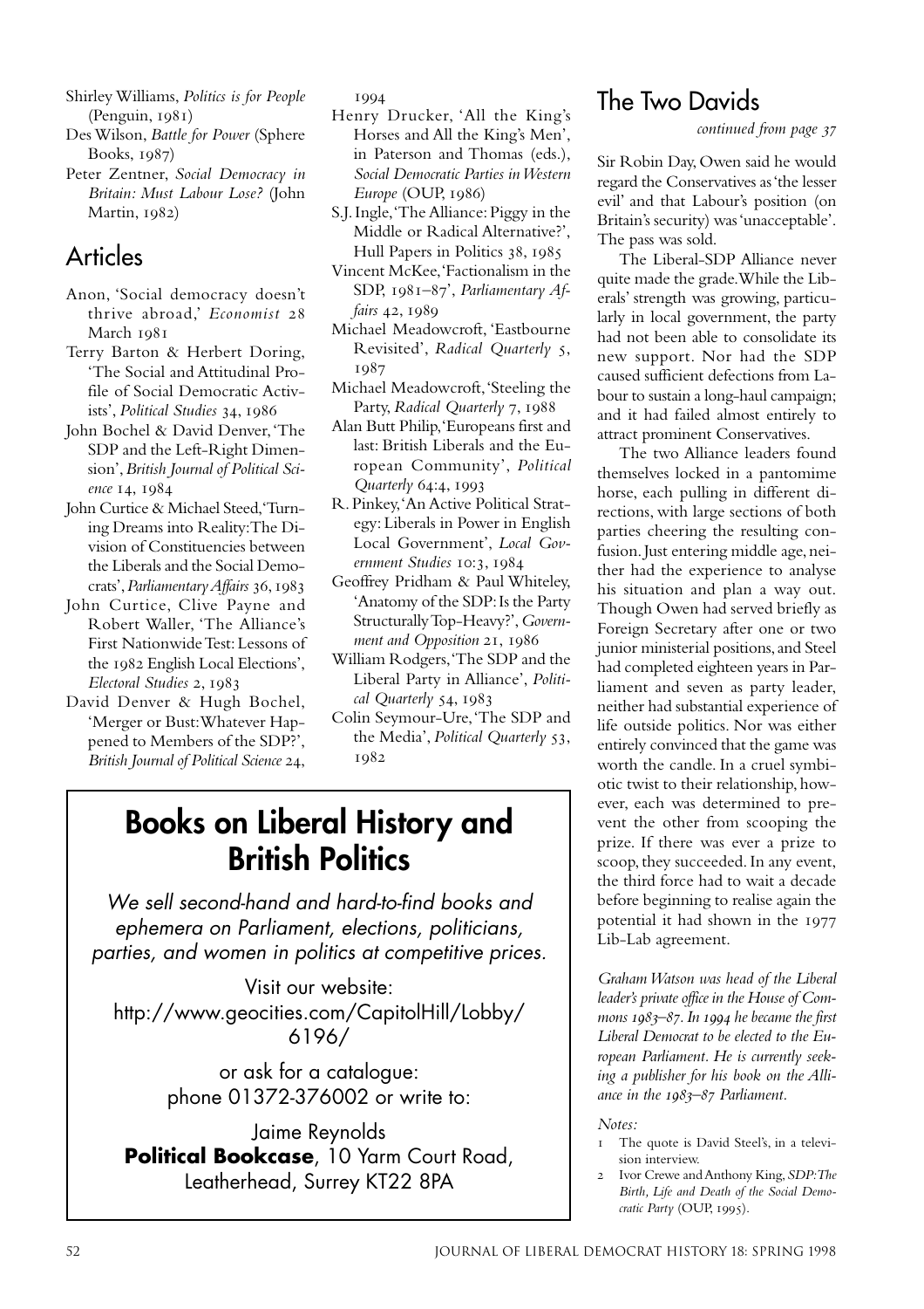Shirley Williams, *Politics is for People* (Penguin, 1981)

Des Wilson, *Battle for Power* (Sphere Books, 1987)

Peter Zentner, *Social Democracy in Britain: Must Labour Lose?* (John Martin, 1982)

## Articles

Anon, 'Social democracy doesn't thrive abroad,' *Economist* 28 March 1981

Terry Barton & Herbert Doring, 'The Social and Attitudinal Profile of Social Democratic Activists', *Political Studies* 34, 1986

John Bochel & David Denver, 'The SDP and the Left-Right Dimension', *British Journal of Political Science* 14, 1984

John Curtice & Michael Steed, 'Turning Dreams into Reality: The Division of Constituencies between the Liberals and the Social Democrats', *Parliamentary Affairs* 36, 1983

John Curtice, Clive Payne and Robert Waller, 'The Alliance's First Nationwide Test: Lessons of the 1982 English Local Elections', *Electoral Studies* 2, 1983

David Denver & Hugh Bochel, 'Merger or Bust: Whatever Happened to Members of the SDP?', *British Journal of Political Science* 24, 1994

Henry Drucker, 'All the King's Horses and All the King's Men', in Paterson and Thomas (eds.), *Social Democratic Parties in Western Europe* (OUP, 1986)

S.J. Ingle, 'The Alliance: Piggy in the Middle or Radical Alternative?', Hull Papers in Politics 38, 1985

Vincent McKee, 'Factionalism in the SDP, 1981–87', *Parliamentary Affairs* 42, 1989

Michael Meadowcroft, 'Eastbourne Revisited', *Radical Quarterly* 5, 1987

Michael Meadowcroft, 'Steeling the Party, *Radical Quarterly* 7, 1988

Alan Butt Philip, 'Europeans first and last: British Liberals and the European Community', *Political Quarterly* 64:4, 1993

R. Pinkey, 'An Active Political Strategy: Liberals in Power in English Local Government', *Local Government Studies* 10:3, 1984

Geoffrey Pridham & Paul Whiteley, 'Anatomy of the SDP: Is the Party Structurally Top-Heavy?', *Government and Opposition* 21, 1986

William Rodgers, 'The SDP and the Liberal Party in Alliance', *Political Quarterly* 54, 1983

Colin Seymour-Ure, 'The SDP and the Media', *Political Quarterly* 53, 1982

# Books on Liberal History and British Politics

*We sell second-hand and hard-to-find books and ephemera on Parliament, elections, politicians, parties, and women in politics at competitive prices.*

Visit our website: http://www.geocities.com/CapitolHill/Lobby/6196/

or ask for a catalogue: phone 01372-376002 or write to:

Jaime Reynolds
**Political Bookcase**, 10 Yarm Court Road, Leatherhead, Surrey KT22 8PA

## The Two Davids

*continued from page 37*

Sir Robin Day, Owen said he would regard the Conservatives as 'the lesser evil' and that Labour's position (on Britain's security) was 'unacceptable'. The pass was sold.

The Liberal-SDP Alliance never quite made the grade. While the Liberals' strength was growing, particularly in local government, the party had not been able to consolidate its new support. Nor had the SDP caused sufficient defections from Labour to sustain a long-haul campaign; and it had failed almost entirely to attract prominent Conservatives.

The two Alliance leaders found themselves locked in a pantomime horse, each pulling in different directions, with large sections of both parties cheering the resulting confusion. Just entering middle age, neither had the experience to analyse his situation and plan a way out. Though Owen had served briefly as Foreign Secretary after one or two junior ministerial positions, and Steel had completed eighteen years in Parliament and seven as party leader, neither had substantial experience of life outside politics. Nor was either entirely convinced that the game was worth the candle. In a cruel symbiotic twist to their relationship, however, each was determined to prevent the other from scooping the prize. If there was ever a prize to scoop, they succeeded. In any event, the third force had to wait a decade before beginning to realise again the potential it had shown in the 1977 Lib-Lab agreement.

*Graham Watson was head of the Liberal leader's private office in the House of Commons 1983–87. In 1994 he became the first Liberal Democrat to be elected to the European Parliament. He is currently seeking a publisher for his book on the Alliance in the 1983–87 Parliament.*

*Notes:*

1. The quote is David Steel's, in a television interview.
2. Ivor Crewe and Anthony King, *SDP: The Birth, Life and Death of the Social Democratic Party* (OUP, 1995).